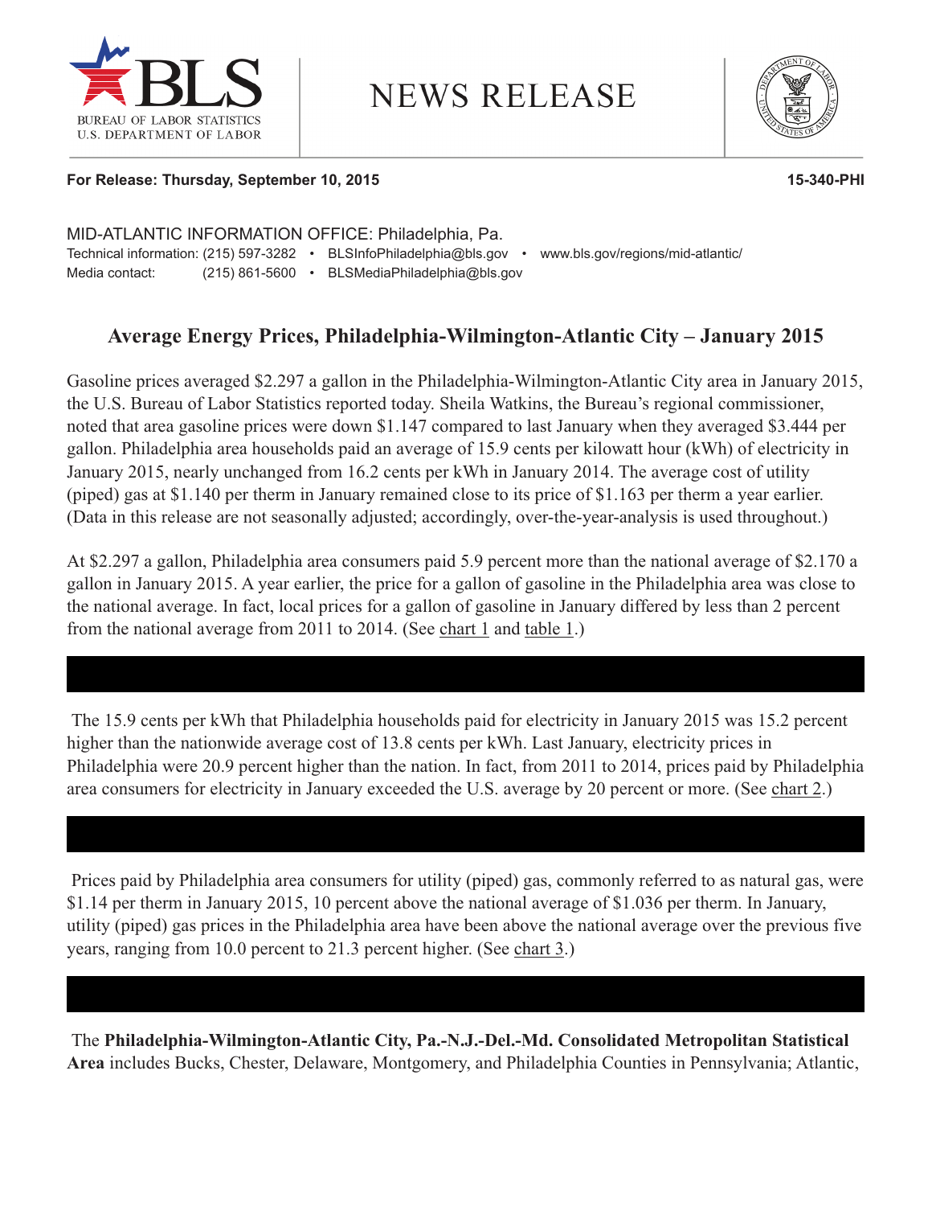BUREAU OF LABOR STATISTICS
U.S. DEPARTMENT OF LABOR

# NEWS RELEASE

**For Release: Thursday, September 10, 2015** **15-340-PHI**

MID-ATLANTIC INFORMATION OFFICE: Philadelphia, Pa.
Technical information: (215) 597-3282 • BLSInfoPhiladelphia@bls.gov • www.bls.gov/regions/mid-atlantic/
Media contact: (215) 861-5600 • BLSMediaPhiladelphia@bls.gov

## Average Energy Prices, Philadelphia-Wilmington-Atlantic City – January 2015

Gasoline prices averaged $2.297 a gallon in the Philadelphia-Wilmington-Atlantic City area in January 2015, the U.S. Bureau of Labor Statistics reported today. Sheila Watkins, the Bureau's regional commissioner, noted that area gasoline prices were down $1.147 compared to last January when they averaged $3.444 per gallon. Philadelphia area households paid an average of 15.9 cents per kilowatt hour (kWh) of electricity in January 2015, nearly unchanged from 16.2 cents per kWh in January 2014. The average cost of utility (piped) gas at $1.140 per therm in January remained close to its price of $1.163 per therm a year earlier. (Data in this release are not seasonally adjusted; accordingly, over-the-year-analysis is used throughout.)

At $2.297 a gallon, Philadelphia area consumers paid 5.9 percent more than the national average of $2.170 a gallon in January 2015. A year earlier, the price for a gallon of gasoline in the Philadelphia area was close to the national average. In fact, local prices for a gallon of gasoline in January differed by less than 2 percent from the national average from 2011 to 2014. (See chart 1 and table 1.)

The 15.9 cents per kWh that Philadelphia households paid for electricity in January 2015 was 15.2 percent higher than the nationwide average cost of 13.8 cents per kWh. Last January, electricity prices in Philadelphia were 20.9 percent higher than the nation. In fact, from 2011 to 2014, prices paid by Philadelphia area consumers for electricity in January exceeded the U.S. average by 20 percent or more. (See chart 2.)

Prices paid by Philadelphia area consumers for utility (piped) gas, commonly referred to as natural gas, were $1.14 per therm in January 2015, 10 percent above the national average of $1.036 per therm. In January, utility (piped) gas prices in the Philadelphia area have been above the national average over the previous five years, ranging from 10.0 percent to 21.3 percent higher. (See chart 3.)

The **Philadelphia-Wilmington-Atlantic City, Pa.-N.J.-Del.-Md. Consolidated Metropolitan Statistical Area** includes Bucks, Chester, Delaware, Montgomery, and Philadelphia Counties in Pennsylvania; Atlantic,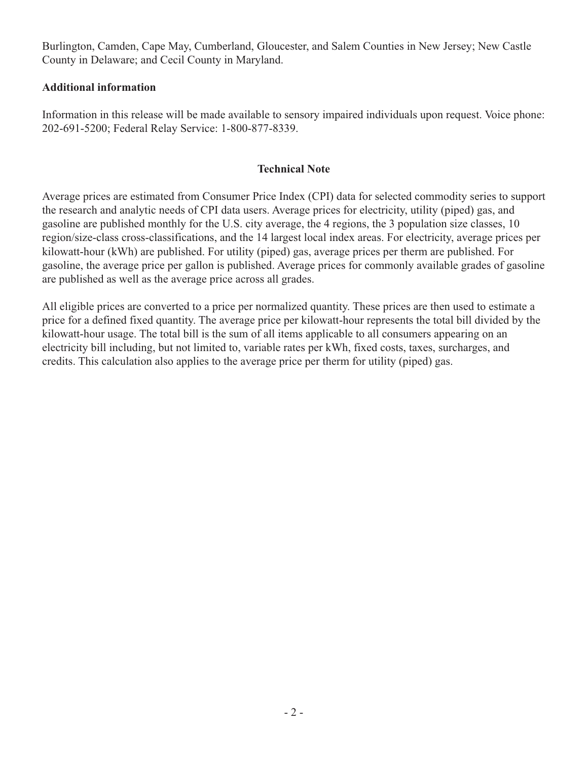Burlington, Camden, Cape May, Cumberland, Gloucester, and Salem Counties in New Jersey; New Castle County in Delaware; and Cecil County in Maryland.

**Additional information**

Information in this release will be made available to sensory impaired individuals upon request. Voice phone: 202-691-5200; Federal Relay Service: 1-800-877-8339.

## Technical Note

Average prices are estimated from Consumer Price Index (CPI) data for selected commodity series to support the research and analytic needs of CPI data users. Average prices for electricity, utility (piped) gas, and gasoline are published monthly for the U.S. city average, the 4 regions, the 3 population size classes, 10 region/size-class cross-classifications, and the 14 largest local index areas. For electricity, average prices per kilowatt-hour (kWh) are published. For utility (piped) gas, average prices per therm are published. For gasoline, the average price per gallon is published. Average prices for commonly available grades of gasoline are published as well as the average price across all grades.

All eligible prices are converted to a price per normalized quantity. These prices are then used to estimate a price for a defined fixed quantity. The average price per kilowatt-hour represents the total bill divided by the kilowatt-hour usage. The total bill is the sum of all items applicable to all consumers appearing on an electricity bill including, but not limited to, variable rates per kWh, fixed costs, taxes, surcharges, and credits. This calculation also applies to the average price per therm for utility (piped) gas.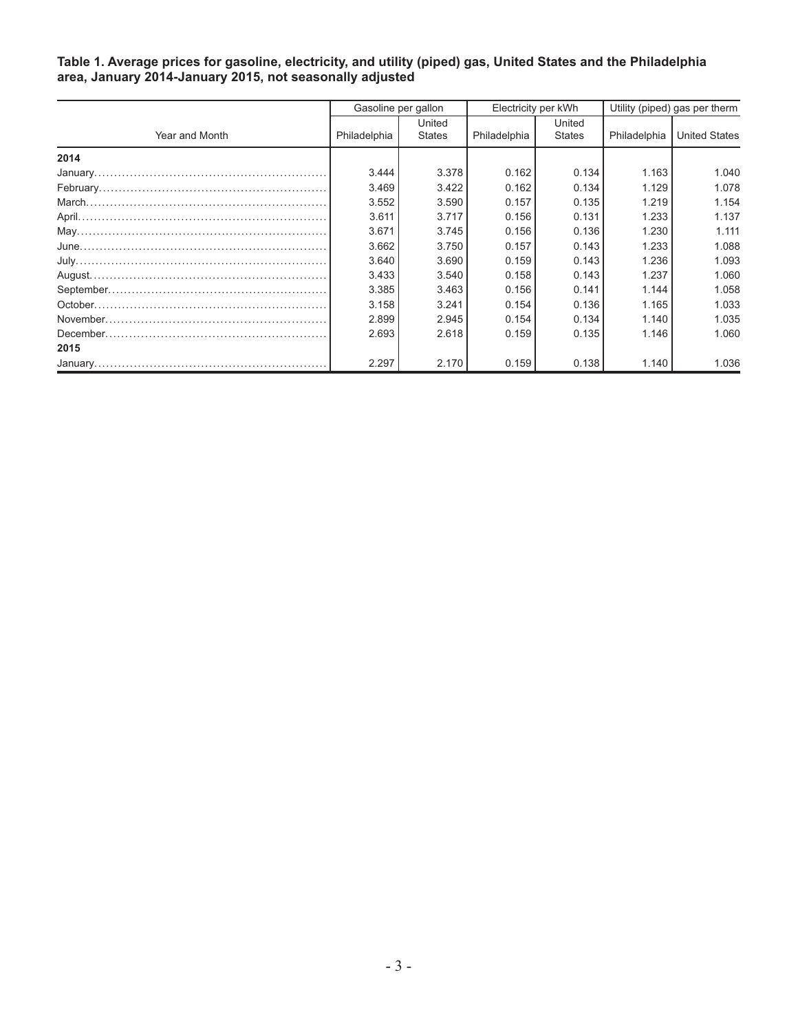**Table 1. Average prices for gasoline, electricity, and utility (piped) gas, United States and the Philadelphia area, January 2014-January 2015, not seasonally adjusted**

| Year and Month | Gasoline per gallon | | Electricity per kWh | | Utility (piped) gas per therm | |
|---|---|---|---|---|---|---|
| | Philadelphia | United States | Philadelphia | United States | Philadelphia | United States |
| **2014** | | | | | | |
| January | 3.444 | 3.378 | 0.162 | 0.134 | 1.163 | 1.040 |
| February | 3.469 | 3.422 | 0.162 | 0.134 | 1.129 | 1.078 |
| March | 3.552 | 3.590 | 0.157 | 0.135 | 1.219 | 1.154 |
| April | 3.611 | 3.717 | 0.156 | 0.131 | 1.233 | 1.137 |
| May | 3.671 | 3.745 | 0.156 | 0.136 | 1.230 | 1.111 |
| June | 3.662 | 3.750 | 0.157 | 0.143 | 1.233 | 1.088 |
| July | 3.640 | 3.690 | 0.159 | 0.143 | 1.236 | 1.093 |
| August | 3.433 | 3.540 | 0.158 | 0.143 | 1.237 | 1.060 |
| September | 3.385 | 3.463 | 0.156 | 0.141 | 1.144 | 1.058 |
| October | 3.158 | 3.241 | 0.154 | 0.136 | 1.165 | 1.033 |
| November | 2.899 | 2.945 | 0.154 | 0.134 | 1.140 | 1.035 |
| December | 2.693 | 2.618 | 0.159 | 0.135 | 1.146 | 1.060 |
| **2015** | | | | | | |
| January | 2.297 | 2.170 | 0.159 | 0.138 | 1.140 | 1.036 |